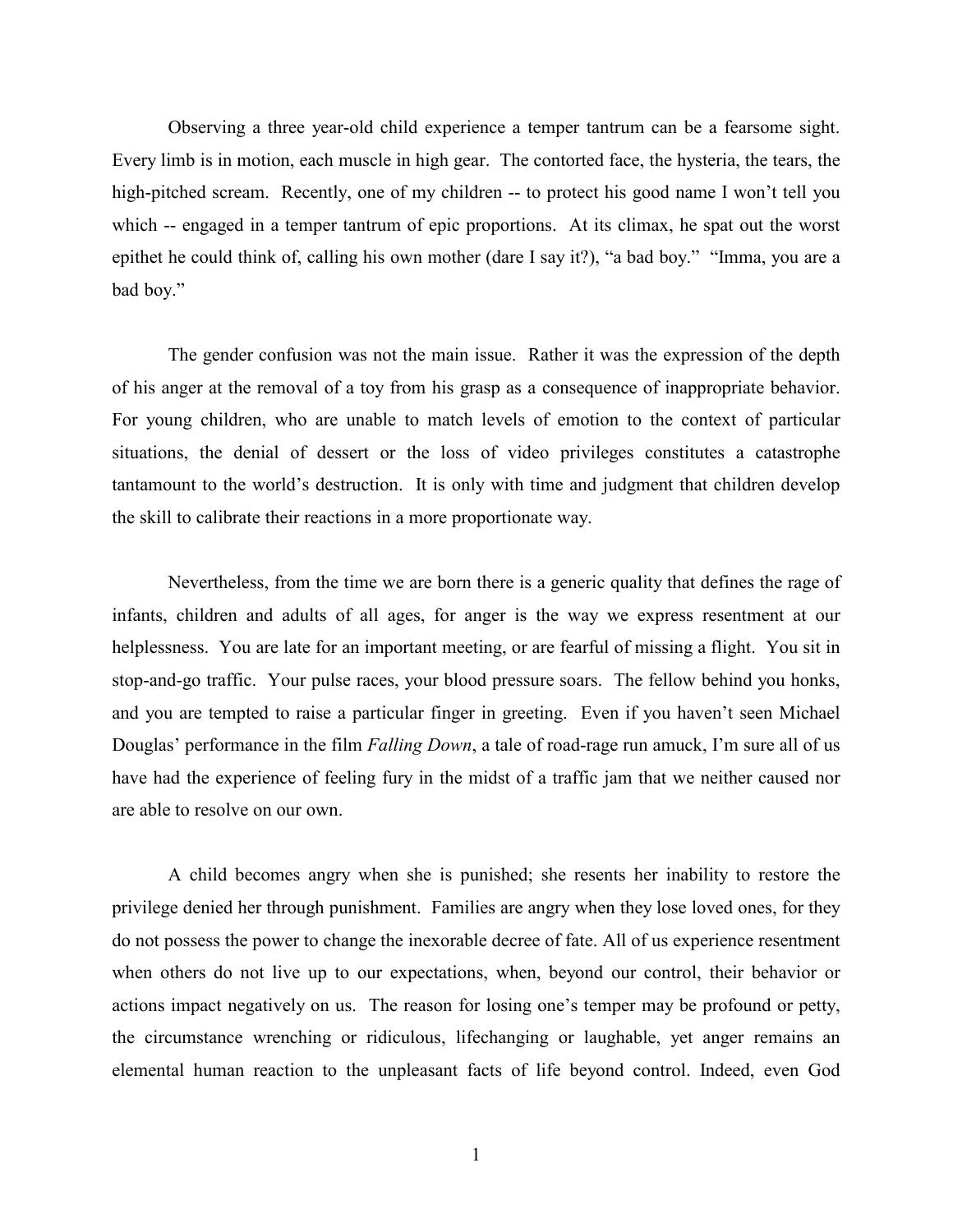Observing a three year-old child experience a temper tantrum can be a fearsome sight. Every limb is in motion, each muscle in high gear. The contorted face, the hysteria, the tears, the high-pitched scream. Recently, one of my children -- to protect his good name I won't tell you which -- engaged in a temper tantrum of epic proportions. At its climax, he spat out the worst epithet he could think of, calling his own mother (dare I say it?), "a bad boy." "Imma, you are a bad boy."

The gender confusion was not the main issue. Rather it was the expression of the depth of his anger at the removal of a toy from his grasp as a consequence of inappropriate behavior. For young children, who are unable to match levels of emotion to the context of particular situations, the denial of dessert or the loss of video privileges constitutes a catastrophe tantamount to the world's destruction. It is only with time and judgment that children develop the skill to calibrate their reactions in a more proportionate way.

Nevertheless, from the time we are born there is a generic quality that defines the rage of infants, children and adults of all ages, for anger is the way we express resentment at our helplessness. You are late for an important meeting, or are fearful of missing a flight. You sit in stop-and-go traffic. Your pulse races, your blood pressure soars. The fellow behind you honks, and you are tempted to raise a particular finger in greeting. Even if you haven't seen Michael Douglas' performance in the film *Falling Down*, a tale of road-rage run amuck, I'm sure all of us have had the experience of feeling fury in the midst of a traffic jam that we neither caused nor are able to resolve on our own.

A child becomes angry when she is punished; she resents her inability to restore the privilege denied her through punishment. Families are angry when they lose loved ones, for they do not possess the power to change the inexorable decree of fate. All of us experience resentment when others do not live up to our expectations, when, beyond our control, their behavior or actions impact negatively on us. The reason for losing one's temper may be profound or petty, the circumstance wrenching or ridiculous, lifechanging or laughable, yet anger remains an elemental human reaction to the unpleasant facts of life beyond control. Indeed, even God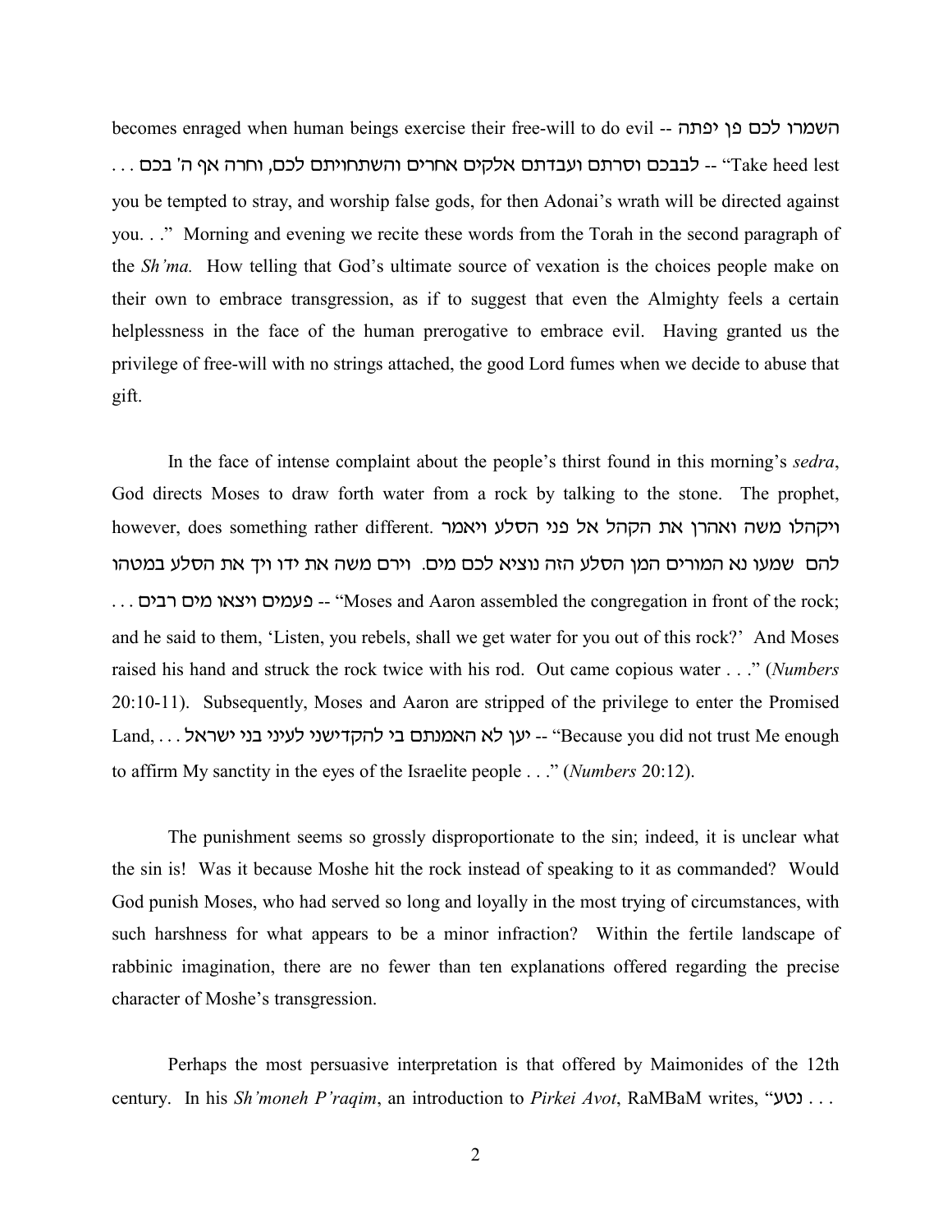becomes enraged when human beings exercise their free-will to do evil -- השמרו לכם פן יפתה לבבכם וסרתם ועבדתם אלקים אחרים והשתחויתם לכם, וחרה אף ה' בכם . . . -- "Take heed lest you be tempted to stray, and worship false gods, for then Adonai's wrath will be directed against you. . ." Morning and evening we recite these words from the Torah in the second paragraph of the *Sh'ma.* How telling that God's ultimate source of vexation is the choices people make on their own to embrace transgression, as if to suggest that even the Almighty feels a certain helplessness in the face of the human prerogative to embrace evil. Having granted us the privilege of free-will with no strings attached, the good Lord fumes when we decide to abuse that gift.

In the face of intense complaint about the people's thirst found in this morning's *sedra*, God directs Moses to draw forth water from a rock by talking to the stone. The prophet, however, does something rather different. ויקהלו משה ואהרן את הקהל אל פני הסלע ויאמר להם שמעו נא המורים המן הסלע הזה נוציא לכם מים. וירם משה את ידו ויך את הסלע במטהו פעמים ויצאו מים רבים . . . -- "Moses and Aaron assembled the congregation in front of the rock; and he said to them, 'Listen, you rebels, shall we get water for you out of this rock?' And Moses raised his hand and struck the rock twice with his rod. Out came copious water . . ." (*Numbers* 20:10-11). Subsequently, Moses and Aaron are stripped of the privilege to enter the Promised Land, . . . יען לא האמנתם בי להקדישני לעיני בני ישראל -- "Because you did not trust Me enough to affirm My sanctity in the eyes of the Israelite people . . ." (*Numbers* 20:12).

The punishment seems so grossly disproportionate to the sin; indeed, it is unclear what the sin is! Was it because Moshe hit the rock instead of speaking to it as commanded? Would God punish Moses, who had served so long and loyally in the most trying of circumstances, with such harshness for what appears to be a minor infraction? Within the fertile landscape of rabbinic imagination, there are no fewer than ten explanations offered regarding the precise character of Moshe's transgression.

Perhaps the most persuasive interpretation is that offered by Maimonides of the 12th century. In his *Sh'moneh P'raqim*, an introduction to *Pirkei Avot*, RaMBaM writes, "נטע . . .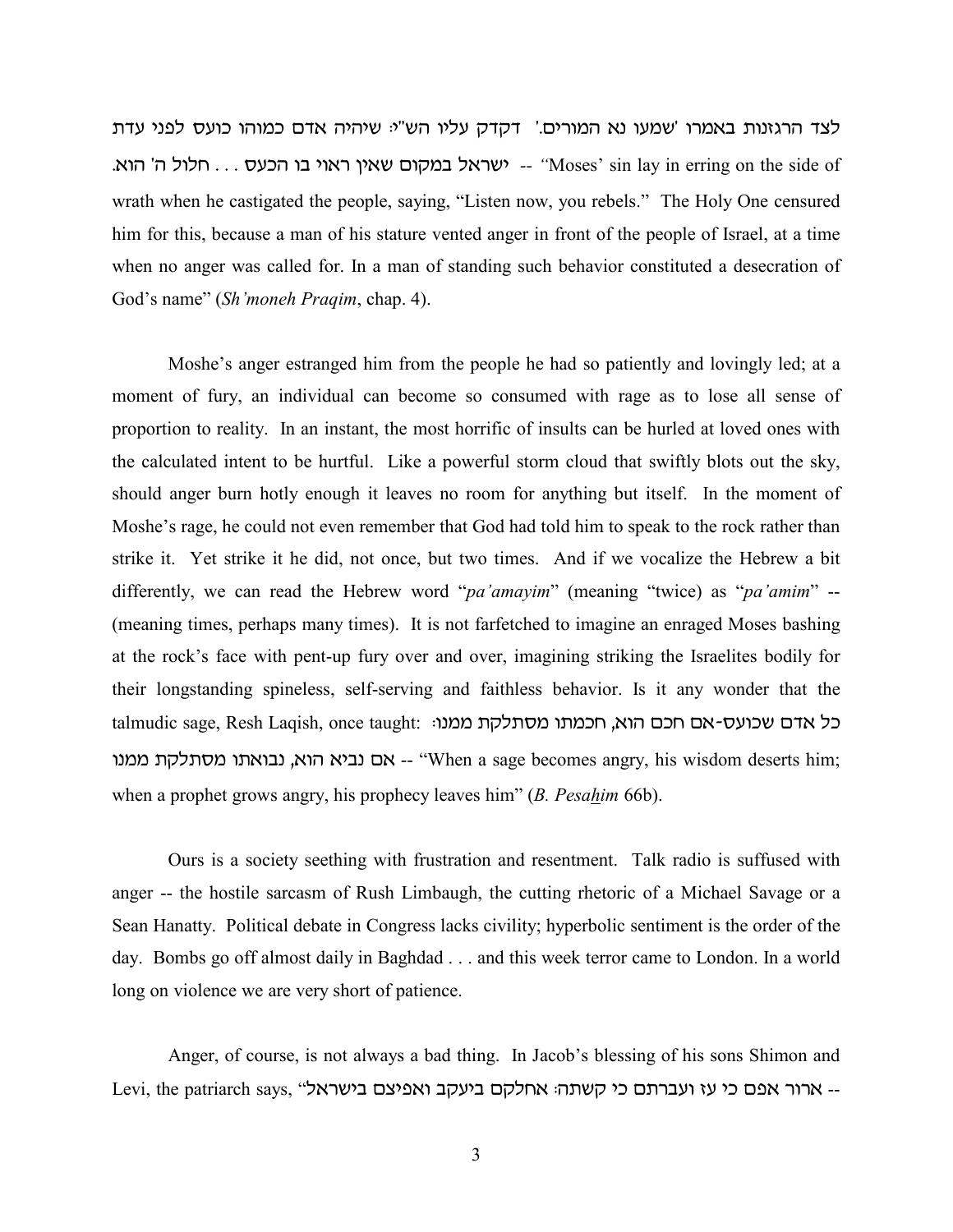לצד הרגזנות באמרו 'שמעו נא המורים.' דקדק עליו הש"י: שיהיה אדם כמוהו כועס לפני עדת ישראל במקום שאין ראוי בו הכעס . . . חלול ה' הוא. -- "Moses' sin lay in erring on the side of wrath when he castigated the people, saying, "Listen now, you rebels." The Holy One censured him for this, because a man of his stature vented anger in front of the people of Israel, at a time when no anger was called for. In a man of standing such behavior constituted a desecration of God's name" (*Sh'moneh Praqim*, chap. 4).

Moshe's anger estranged him from the people he had so patiently and lovingly led; at a moment of fury, an individual can become so consumed with rage as to lose all sense of proportion to reality. In an instant, the most horrific of insults can be hurled at loved ones with the calculated intent to be hurtful. Like a powerful storm cloud that swiftly blots out the sky, should anger burn hotly enough it leaves no room for anything but itself. In the moment of Moshe's rage, he could not even remember that God had told him to speak to the rock rather than strike it. Yet strike it he did, not once, but two times. And if we vocalize the Hebrew a bit differently, we can read the Hebrew word "*pa'amayim*" (meaning "twice) as "*pa'amim*" -- (meaning times, perhaps many times). It is not farfetched to imagine an enraged Moses bashing at the rock's face with pent-up fury over and over, imagining striking the Israelites bodily for their longstanding spineless, self-serving and faithless behavior. Is it any wonder that the talmudic sage, Resh Laqish, once taught: כל אדם שכועס-אם חכם הוא, חכמתו מסתלקת ממנו: אם נביא הוא, נבואתו מסתלקת ממנו -- "When a sage becomes angry, his wisdom deserts him; when a prophet grows angry, his prophecy leaves him" (*B. Pesahim* 66b).

Ours is a society seething with frustration and resentment. Talk radio is suffused with anger -- the hostile sarcasm of Rush Limbaugh, the cutting rhetoric of a Michael Savage or a Sean Hanatty. Political debate in Congress lacks civility; hyperbolic sentiment is the order of the day. Bombs go off almost daily in Baghdad . . . and this week terror came to London. In a world long on violence we are very short of patience.

Anger, of course, is not always a bad thing. In Jacob's blessing of his sons Shimon and Levi, the patriarch says, "ארור אפם כי עז ועברתם כי קשתה: אחלקם ביעקב ואפיצם בישראל" --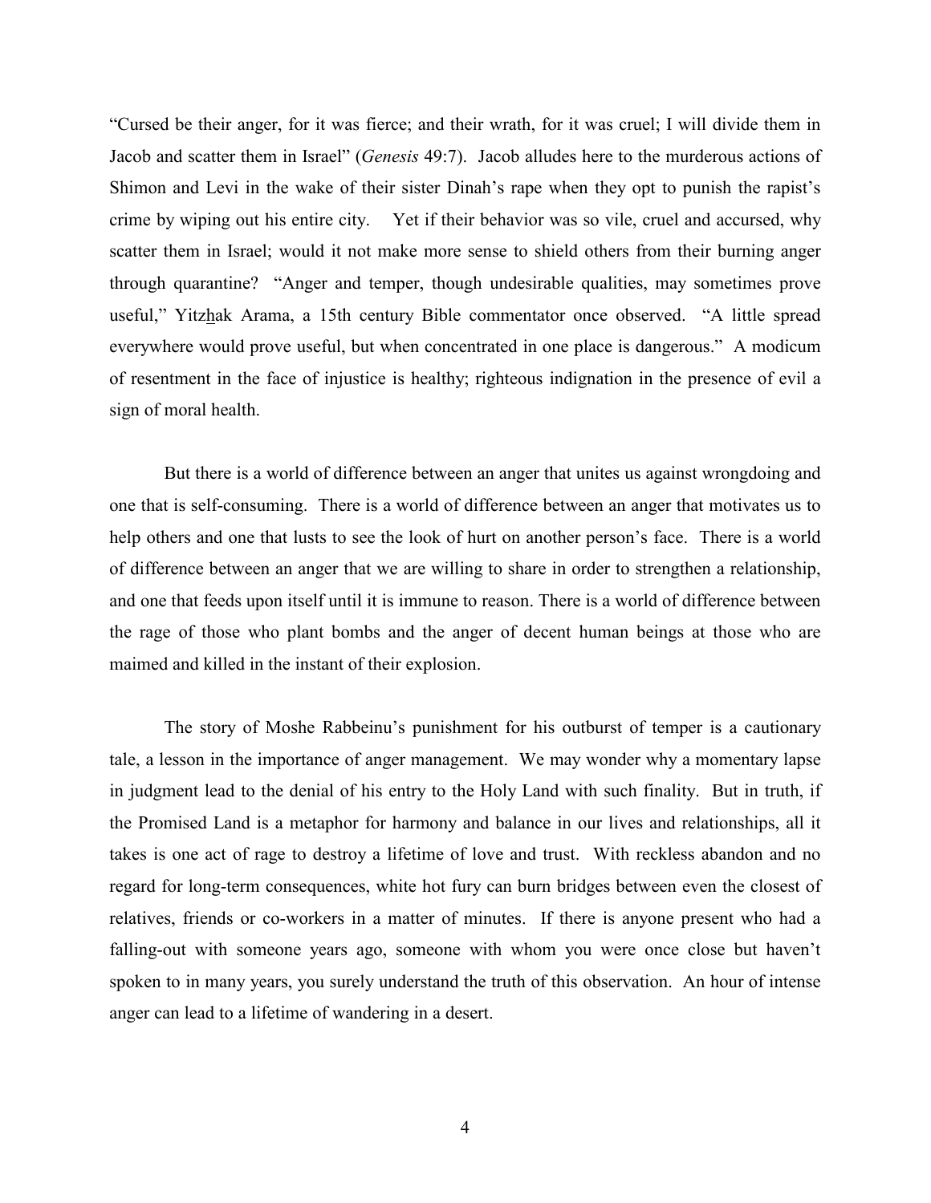"Cursed be their anger, for it was fierce; and their wrath, for it was cruel; I will divide them in Jacob and scatter them in Israel" (*Genesis* 49:7). Jacob alludes here to the murderous actions of Shimon and Levi in the wake of their sister Dinah's rape when they opt to punish the rapist's crime by wiping out his entire city. Yet if their behavior was so vile, cruel and accursed, why scatter them in Israel; would it not make more sense to shield others from their burning anger through quarantine? "Anger and temper, though undesirable qualities, may sometimes prove useful," Yitzhak Arama, a 15th century Bible commentator once observed. "A little spread everywhere would prove useful, but when concentrated in one place is dangerous." A modicum of resentment in the face of injustice is healthy; righteous indignation in the presence of evil a sign of moral health.

But there is a world of difference between an anger that unites us against wrongdoing and one that is self-consuming. There is a world of difference between an anger that motivates us to help others and one that lusts to see the look of hurt on another person's face. There is a world of difference between an anger that we are willing to share in order to strengthen a relationship, and one that feeds upon itself until it is immune to reason. There is a world of difference between the rage of those who plant bombs and the anger of decent human beings at those who are maimed and killed in the instant of their explosion.

The story of Moshe Rabbeinu's punishment for his outburst of temper is a cautionary tale, a lesson in the importance of anger management. We may wonder why a momentary lapse in judgment lead to the denial of his entry to the Holy Land with such finality. But in truth, if the Promised Land is a metaphor for harmony and balance in our lives and relationships, all it takes is one act of rage to destroy a lifetime of love and trust. With reckless abandon and no regard for long-term consequences, white hot fury can burn bridges between even the closest of relatives, friends or co-workers in a matter of minutes. If there is anyone present who had a falling-out with someone years ago, someone with whom you were once close but haven't spoken to in many years, you surely understand the truth of this observation. An hour of intense anger can lead to a lifetime of wandering in a desert.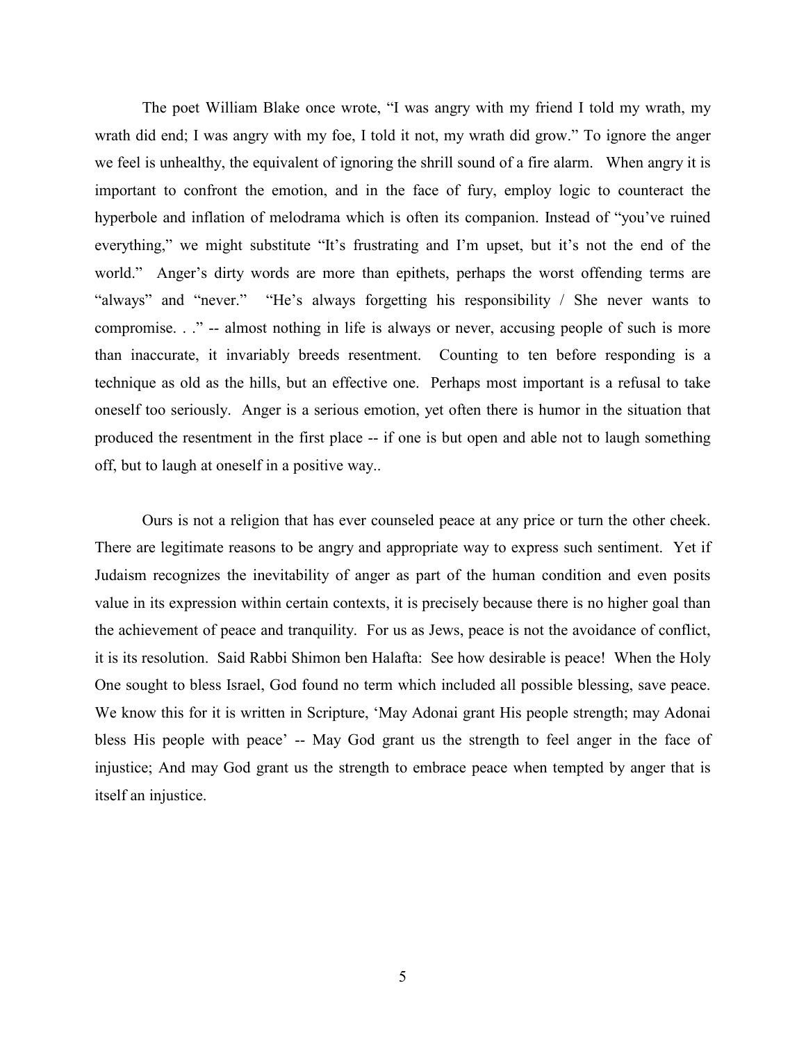The poet William Blake once wrote, "I was angry with my friend I told my wrath, my wrath did end; I was angry with my foe, I told it not, my wrath did grow." To ignore the anger we feel is unhealthy, the equivalent of ignoring the shrill sound of a fire alarm. When angry it is important to confront the emotion, and in the face of fury, employ logic to counteract the hyperbole and inflation of melodrama which is often its companion. Instead of "you've ruined everything," we might substitute "It's frustrating and I'm upset, but it's not the end of the world." Anger's dirty words are more than epithets, perhaps the worst offending terms are "always" and "never." "He's always forgetting his responsibility / She never wants to compromise. . ." -- almost nothing in life is always or never, accusing people of such is more than inaccurate, it invariably breeds resentment. Counting to ten before responding is a technique as old as the hills, but an effective one. Perhaps most important is a refusal to take oneself too seriously. Anger is a serious emotion, yet often there is humor in the situation that produced the resentment in the first place -- if one is but open and able not to laugh something off, but to laugh at oneself in a positive way..

Ours is not a religion that has ever counseled peace at any price or turn the other cheek. There are legitimate reasons to be angry and appropriate way to express such sentiment. Yet if Judaism recognizes the inevitability of anger as part of the human condition and even posits value in its expression within certain contexts, it is precisely because there is no higher goal than the achievement of peace and tranquility. For us as Jews, peace is not the avoidance of conflict, it is its resolution. Said Rabbi Shimon ben Halafta: See how desirable is peace! When the Holy One sought to bless Israel, God found no term which included all possible blessing, save peace. We know this for it is written in Scripture, 'May Adonai grant His people strength; may Adonai bless His people with peace' -- May God grant us the strength to feel anger in the face of injustice; And may God grant us the strength to embrace peace when tempted by anger that is itself an injustice.